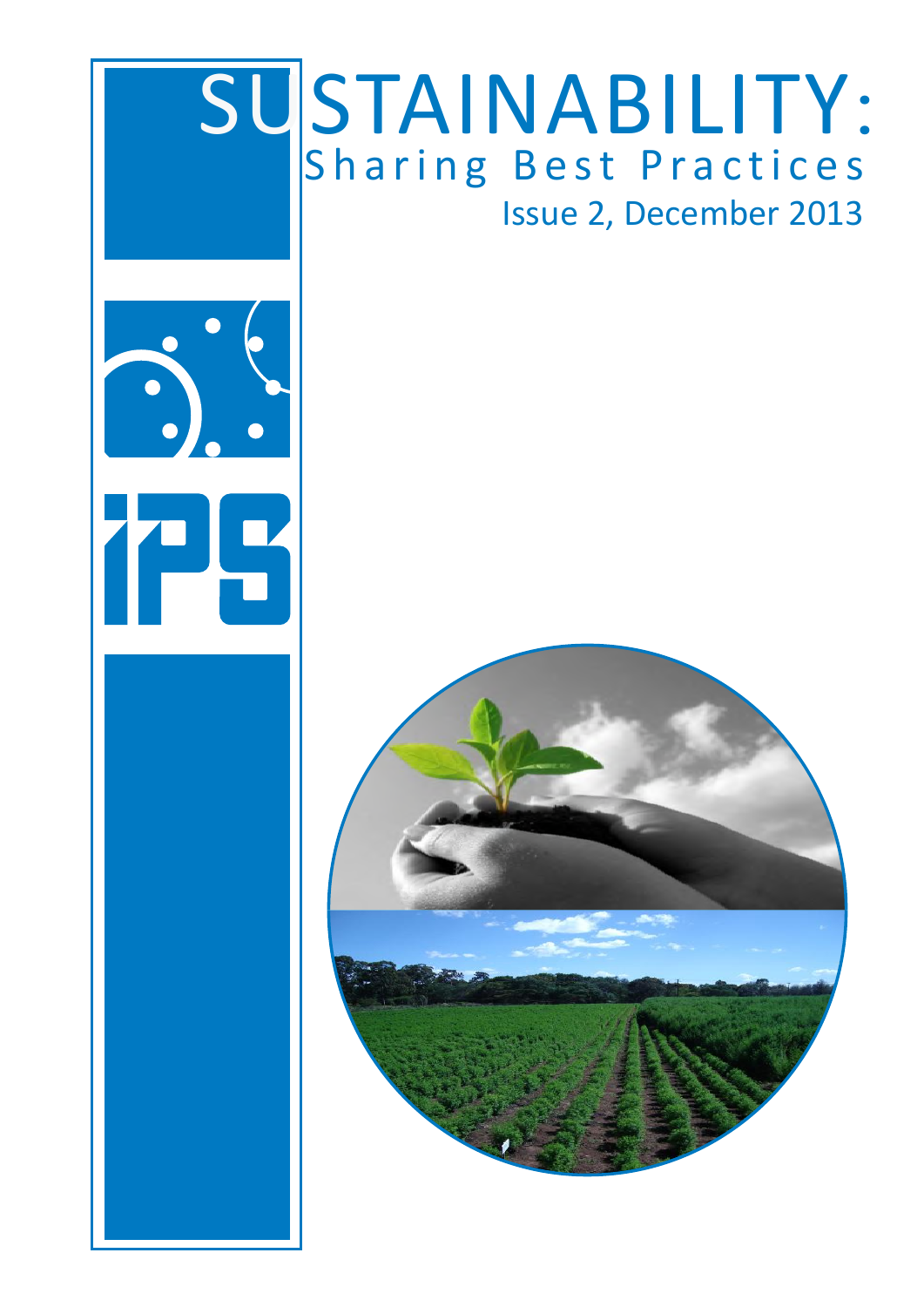# SUSTAINABILITY:

## Sharing Best Practices

Issue 2, December 2013

IPS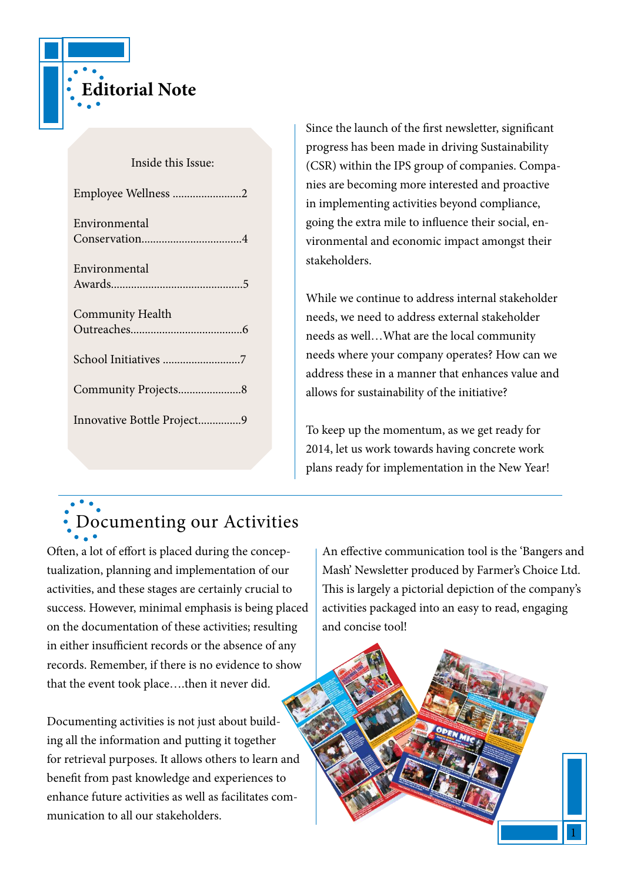# Editorial Note

Inside this Issue:

- Employee Wellness ........................2
- Environmental Conservation..................................4
- Environmental Awards.............................................5
- Community Health Outreaches......................................6
- School Initiatives ...........................7
- Community Projects......................8
- Innovative Bottle Project...............9

Since the launch of the first newsletter, significant progress has been made in driving Sustainability (CSR) within the IPS group of companies. Companies are becoming more interested and proactive in implementing activities beyond compliance, going the extra mile to influence their social, environmental and economic impact amongst their stakeholders.

While we continue to address internal stakeholder needs, we need to address external stakeholder needs as well…What are the local community needs where your company operates? How can we address these in a manner that enhances value and allows for sustainability of the initiative?

To keep up the momentum, as we get ready for 2014, let us work towards having concrete work plans ready for implementation in the New Year!

# Documenting our Activities

Often, a lot of effort is placed during the conceptualization, planning and implementation of our activities, and these stages are certainly crucial to success. However, minimal emphasis is being placed on the documentation of these activities; resulting in either insufficient records or the absence of any records. Remember, if there is no evidence to show that the event took place….then it never did.

Documenting activities is not just about building all the information and putting it together for retrieval purposes. It allows others to learn and benefit from past knowledge and experiences to enhance future activities as well as facilitates communication to all our stakeholders.

An effective communication tool is the 'Bangers and Mash' Newsletter produced by Farmer's Choice Ltd. This is largely a pictorial depiction of the company's activities packaged into an easy to read, engaging and concise tool!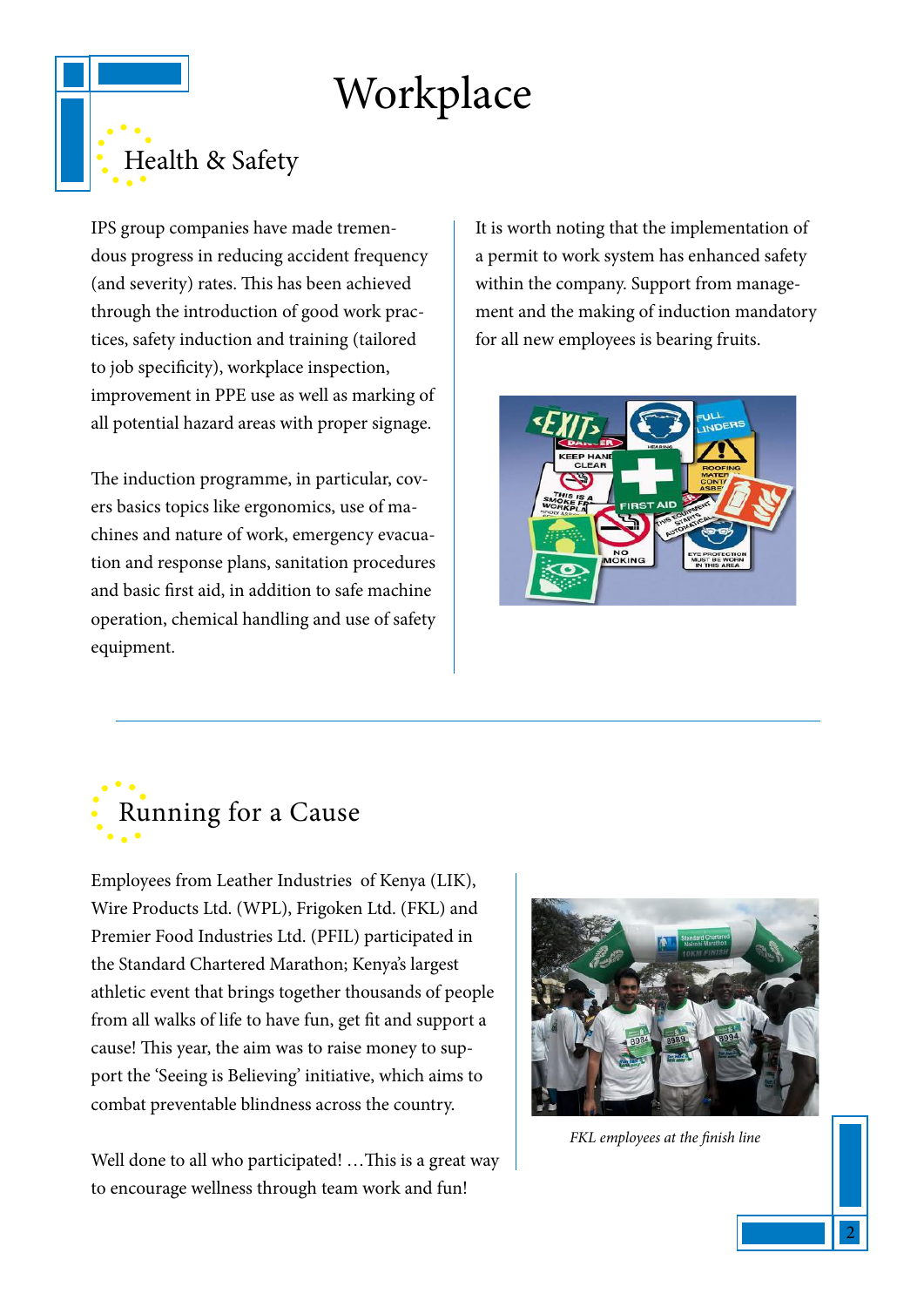# Workplace

## Health & Safety

IPS group companies have made tremendous progress in reducing accident frequency (and severity) rates. This has been achieved through the introduction of good work practices, safety induction and training (tailored to job specificity), workplace inspection, improvement in PPE use as well as marking of all potential hazard areas with proper signage.

The induction programme, in particular, covers basics topics like ergonomics, use of machines and nature of work, emergency evacuation and response plans, sanitation procedures and basic first aid, in addition to safe machine operation, chemical handling and use of safety equipment.

It is worth noting that the implementation of a permit to work system has enhanced safety within the company. Support from management and the making of induction mandatory for all new employees is bearing fruits.

## Running for a Cause

Employees from Leather Industries of Kenya (LIK), Wire Products Ltd. (WPL), Frigoken Ltd. (FKL) and Premier Food Industries Ltd. (PFIL) participated in the Standard Chartered Marathon; Kenya's largest athletic event that brings together thousands of people from all walks of life to have fun, get fit and support a cause! This year, the aim was to raise money to support the 'Seeing is Believing' initiative, which aims to combat preventable blindness across the country.

Well done to all who participated! …This is a great way to encourage wellness through team work and fun!

*FKL employees at the finish line*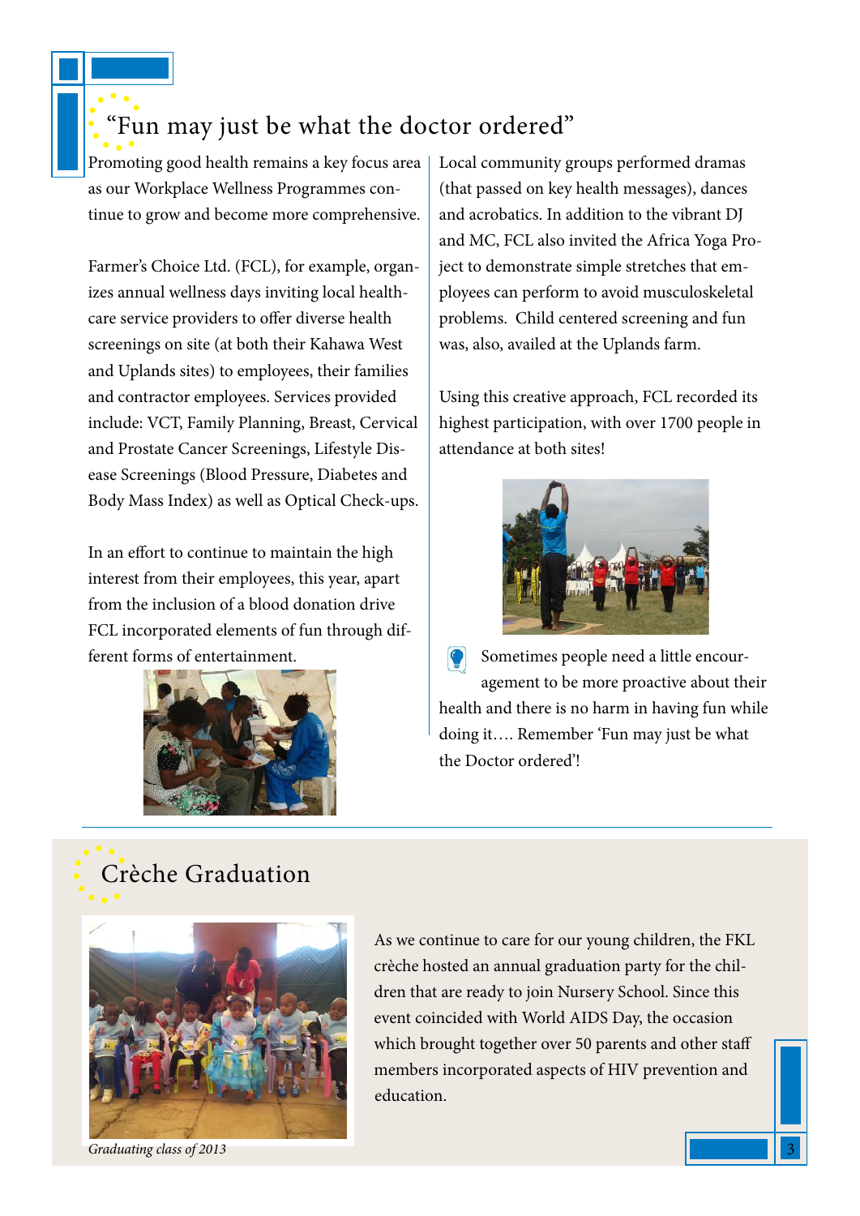## “Fun may just be what the doctor ordered”

Promoting good health remains a key focus area as our Workplace Wellness Programmes continue to grow and become more comprehensive.

Farmer’s Choice Ltd. (FCL), for example, organizes annual wellness days inviting local healthcare service providers to offer diverse health screenings on site (at both their Kahawa West and Uplands sites) to employees, their families and contractor employees. Services provided include: VCT, Family Planning, Breast, Cervical and Prostate Cancer Screenings, Lifestyle Disease Screenings (Blood Pressure, Diabetes and Body Mass Index) as well as Optical Check-ups.

In an effort to continue to maintain the high interest from their employees, this year, apart from the inclusion of a blood donation drive FCL incorporated elements of fun through different forms of entertainment.

Local community groups performed dramas (that passed on key health messages), dances and acrobatics. In addition to the vibrant DJ and MC, FCL also invited the Africa Yoga Project to demonstrate simple stretches that employees can perform to avoid musculoskeletal problems. Child centered screening and fun was, also, availed at the Uplands farm.

Using this creative approach, FCL recorded its highest participation, with over 1700 people in attendance at both sites!

Sometimes people need a little encouragement to be more proactive about their health and there is no harm in having fun while doing it…. Remember ‘Fun may just be what the Doctor ordered’!

## Crèche Graduation

*Graduating class of 2013*

As we continue to care for our young children, the FKL crèche hosted an annual graduation party for the children that are ready to join Nursery School. Since this event coincided with World AIDS Day, the occasion which brought together over 50 parents and other staff members incorporated aspects of HIV prevention and education.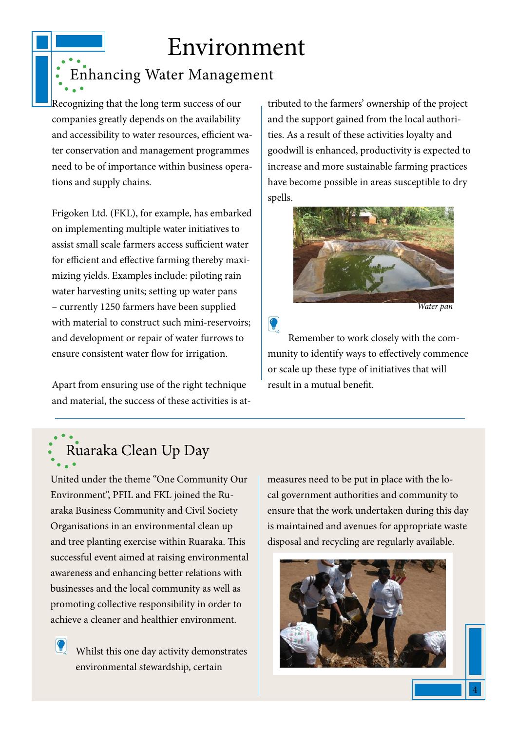# Environment

## Enhancing Water Management

Recognizing that the long term success of our companies greatly depends on the availability and accessibility to water resources, efficient water conservation and management programmes need to be of importance within business operations and supply chains.

Frigoken Ltd. (FKL), for example, has embarked on implementing multiple water initiatives to assist small scale farmers access sufficient water for efficient and effective farming thereby maximizing yields. Examples include: piloting rain water harvesting units; setting up water pans – currently 1250 farmers have been supplied with material to construct such mini-reservoirs; and development or repair of water furrows to ensure consistent water flow for irrigation.

Apart from ensuring use of the right technique and material, the success of these activities is attributed to the farmers' ownership of the project and the support gained from the local authorities. As a result of these activities loyalty and goodwill is enhanced, productivity is expected to increase and more sustainable farming practices have become possible in areas susceptible to dry spells.

*Water pan*

Remember to work closely with the community to identify ways to effectively commence or scale up these type of initiatives that will result in a mutual benefit.

## Ruaraka Clean Up Day

United under the theme "One Community Our Environment", PFIL and FKL joined the Ruaraka Business Community and Civil Society Organisations in an environmental clean up and tree planting exercise within Ruaraka. This successful event aimed at raising environmental awareness and enhancing better relations with businesses and the local community as well as promoting collective responsibility in order to achieve a cleaner and healthier environment.

Whilst this one day activity demonstrates environmental stewardship, certain measures need to be put in place with the local government authorities and community to ensure that the work undertaken during this day is maintained and avenues for appropriate waste disposal and recycling are regularly available.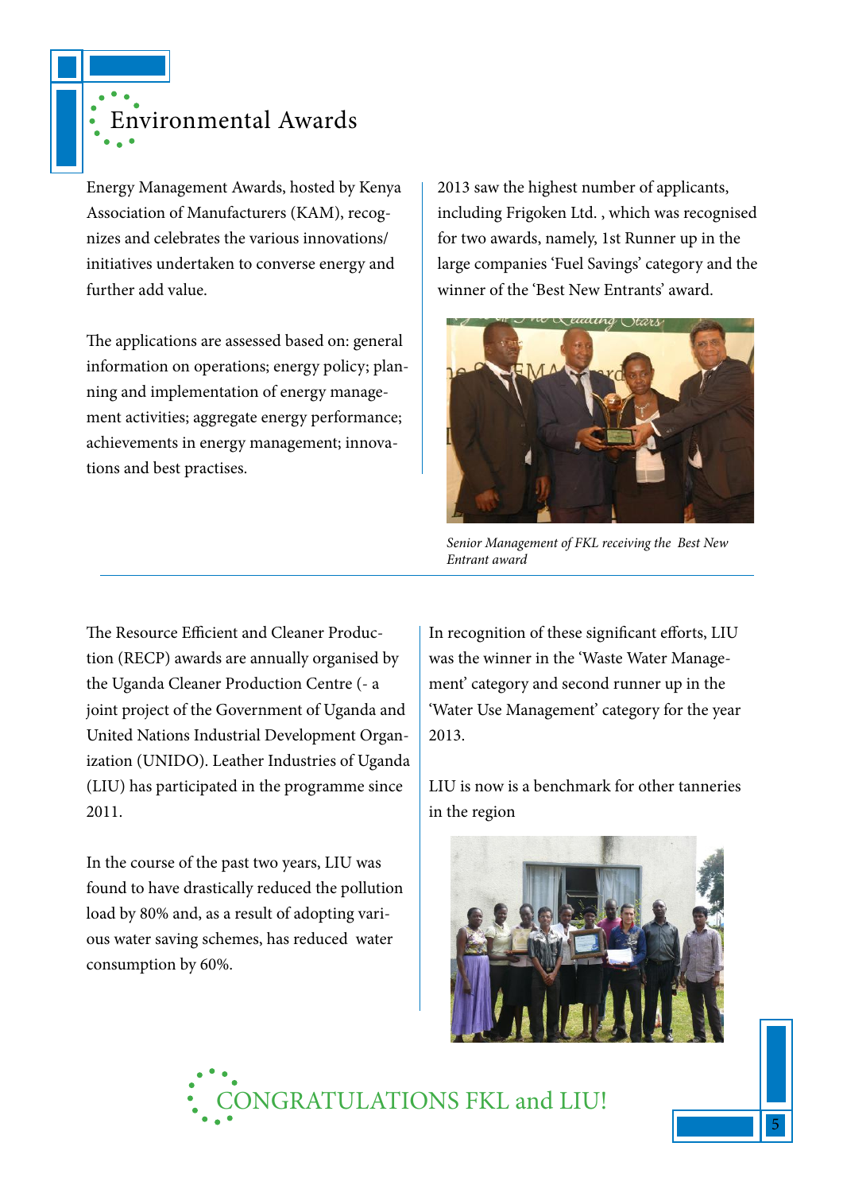# Environmental Awards

Energy Management Awards, hosted by Kenya Association of Manufacturers (KAM), recognizes and celebrates the various innovations/ initiatives undertaken to converse energy and further add value.

The applications are assessed based on: general information on operations; energy policy; planning and implementation of energy management activities; aggregate energy performance; achievements in energy management; innovations and best practises.

2013 saw the highest number of applicants, including Frigoken Ltd. , which was recognised for two awards, namely, 1st Runner up in the large companies 'Fuel Savings' category and the winner of the 'Best New Entrants' award.

*Senior Management of FKL receiving the Best New Entrant award*

---

The Resource Efficient and Cleaner Production (RECP) awards are annually organised by the Uganda Cleaner Production Centre (- a joint project of the Government of Uganda and United Nations Industrial Development Organization (UNIDO). Leather Industries of Uganda (LIU) has participated in the programme since 2011.

In the course of the past two years, LIU was found to have drastically reduced the pollution load by 80% and, as a result of adopting various water saving schemes, has reduced water consumption by 60%.

In recognition of these significant efforts, LIU was the winner in the 'Waste Water Management' category and second runner up in the 'Water Use Management' category for the year 2013.

LIU is now is a benchmark for other tanneries in the region

CONGRATULATIONS FKL and LIU!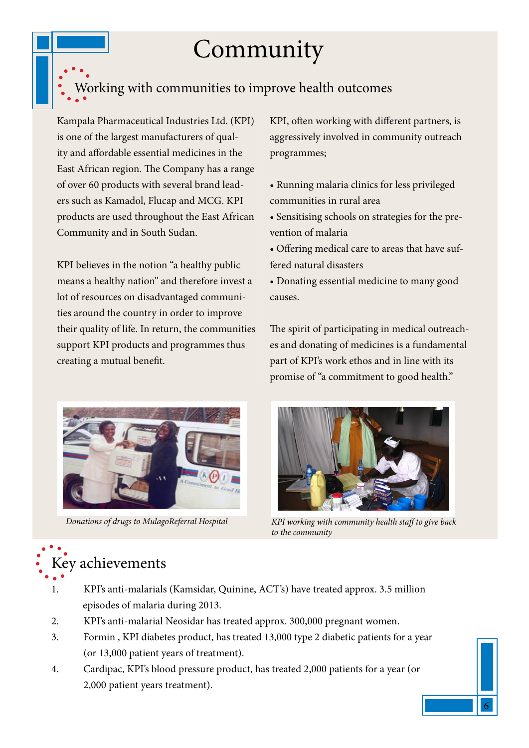# Community

## Working with communities to improve health outcomes

Kampala Pharmaceutical Industries Ltd. (KPI) is one of the largest manufacturers of quality and affordable essential medicines in the East African region. The Company has a range of over 60 products with several brand leaders such as Kamadol, Flucap and MCG. KPI products are used throughout the East African Community and in South Sudan.

KPI believes in the notion "a healthy public means a healthy nation" and therefore invest a lot of resources on disadvantaged communities around the country in order to improve their quality of life. In return, the communities support KPI products and programmes thus creating a mutual benefit.

KPI, often working with different partners, is aggressively involved in community outreach programmes;

- Running malaria clinics for less privileged communities in rural area
- Sensitising schools on strategies for the prevention of malaria
- Offering medical care to areas that have suffered natural disasters
- Donating essential medicine to many good causes.

The spirit of participating in medical outreaches and donating of medicines is a fundamental part of KPI's work ethos and in line with its promise of "a commitment to good health."

*Donations of drugs to MulagoReferral Hospital*

*KPI working with community health staff to give back to the community*

## Key achievements

1. KPI's anti-malarials (Kamsidar, Quinine, ACT's) have treated approx. 3.5 million episodes of malaria during 2013.
2. KPI's anti-malarial Neosidar has treated approx. 300,000 pregnant women.
3. Formin , KPI diabetes product, has treated 13,000 type 2 diabetic patients for a year (or 13,000 patient years of treatment).
4. Cardipac, KPI's blood pressure product, has treated 2,000 patients for a year (or 2,000 patient years treatment).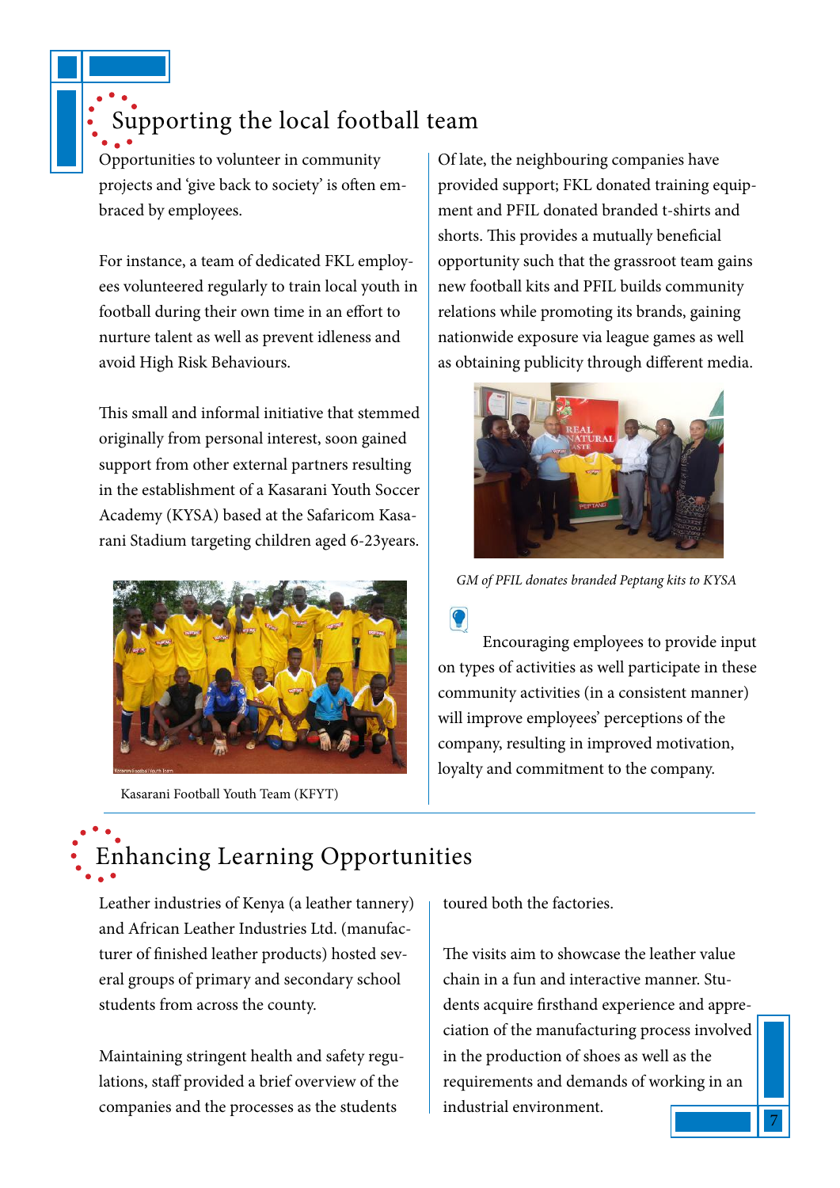## Supporting the local football team

Opportunities to volunteer in community projects and 'give back to society' is often embraced by employees.

For instance, a team of dedicated FKL employees volunteered regularly to train local youth in football during their own time in an effort to nurture talent as well as prevent idleness and avoid High Risk Behaviours.

This small and informal initiative that stemmed originally from personal interest, soon gained support from other external partners resulting in the establishment of a Kasarani Youth Soccer Academy (KYSA) based at the Safaricom Kasarani Stadium targeting children aged 6-23years.

Kasarani Football Youth Team (KFYT)

Of late, the neighbouring companies have provided support; FKL donated training equipment and PFIL donated branded t-shirts and shorts. This provides a mutually beneficial opportunity such that the grassroot team gains new football kits and PFIL builds community relations while promoting its brands, gaining nationwide exposure via league games as well as obtaining publicity through different media.

*GM of PFIL donates branded Peptang kits to KYSA*

Encouraging employees to provide input on types of activities as well participate in these community activities (in a consistent manner) will improve employees' perceptions of the company, resulting in improved motivation, loyalty and commitment to the company.

## Enhancing Learning Opportunities

Leather industries of Kenya (a leather tannery) and African Leather Industries Ltd. (manufacturer of finished leather products) hosted several groups of primary and secondary school students from across the county.

Maintaining stringent health and safety regulations, staff provided a brief overview of the companies and the processes as the students toured both the factories.

The visits aim to showcase the leather value chain in a fun and interactive manner. Students acquire firsthand experience and appreciation of the manufacturing process involved in the production of shoes as well as the requirements and demands of working in an industrial environment.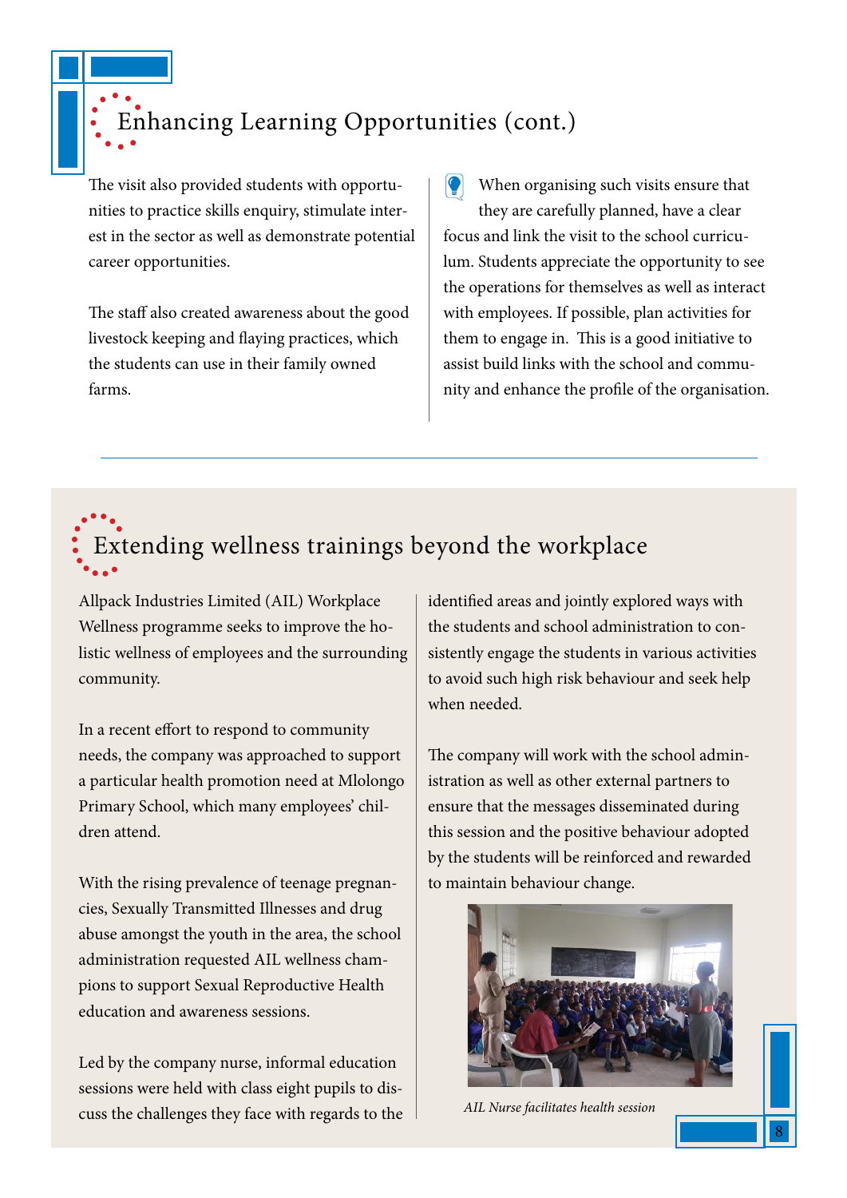## Enhancing Learning Opportunities (cont.)

The visit also provided students with opportunities to practice skills enquiry, stimulate interest in the sector as well as demonstrate potential career opportunities.

The staff also created awareness about the good livestock keeping and flaying practices, which the students can use in their family owned farms.

When organising such visits ensure that they are carefully planned, have a clear focus and link the visit to the school curriculum. Students appreciate the opportunity to see the operations for themselves as well as interact with employees. If possible, plan activities for them to engage in. This is a good initiative to assist build links with the school and community and enhance the profile of the organisation.

## Extending wellness trainings beyond the workplace

Allpack Industries Limited (AIL) Workplace Wellness programme seeks to improve the holistic wellness of employees and the surrounding community.

In a recent effort to respond to community needs, the company was approached to support a particular health promotion need at Mlolongo Primary School, which many employees' children attend.

With the rising prevalence of teenage pregnancies, Sexually Transmitted Illnesses and drug abuse amongst the youth in the area, the school administration requested AIL wellness champions to support Sexual Reproductive Health education and awareness sessions.

Led by the company nurse, informal education sessions were held with class eight pupils to discuss the challenges they face with regards to the identified areas and jointly explored ways with the students and school administration to consistently engage the students in various activities to avoid such high risk behaviour and seek help when needed.

The company will work with the school administration as well as other external partners to ensure that the messages disseminated during this session and the positive behaviour adopted by the students will be reinforced and rewarded to maintain behaviour change.

*AIL Nurse facilitates health session*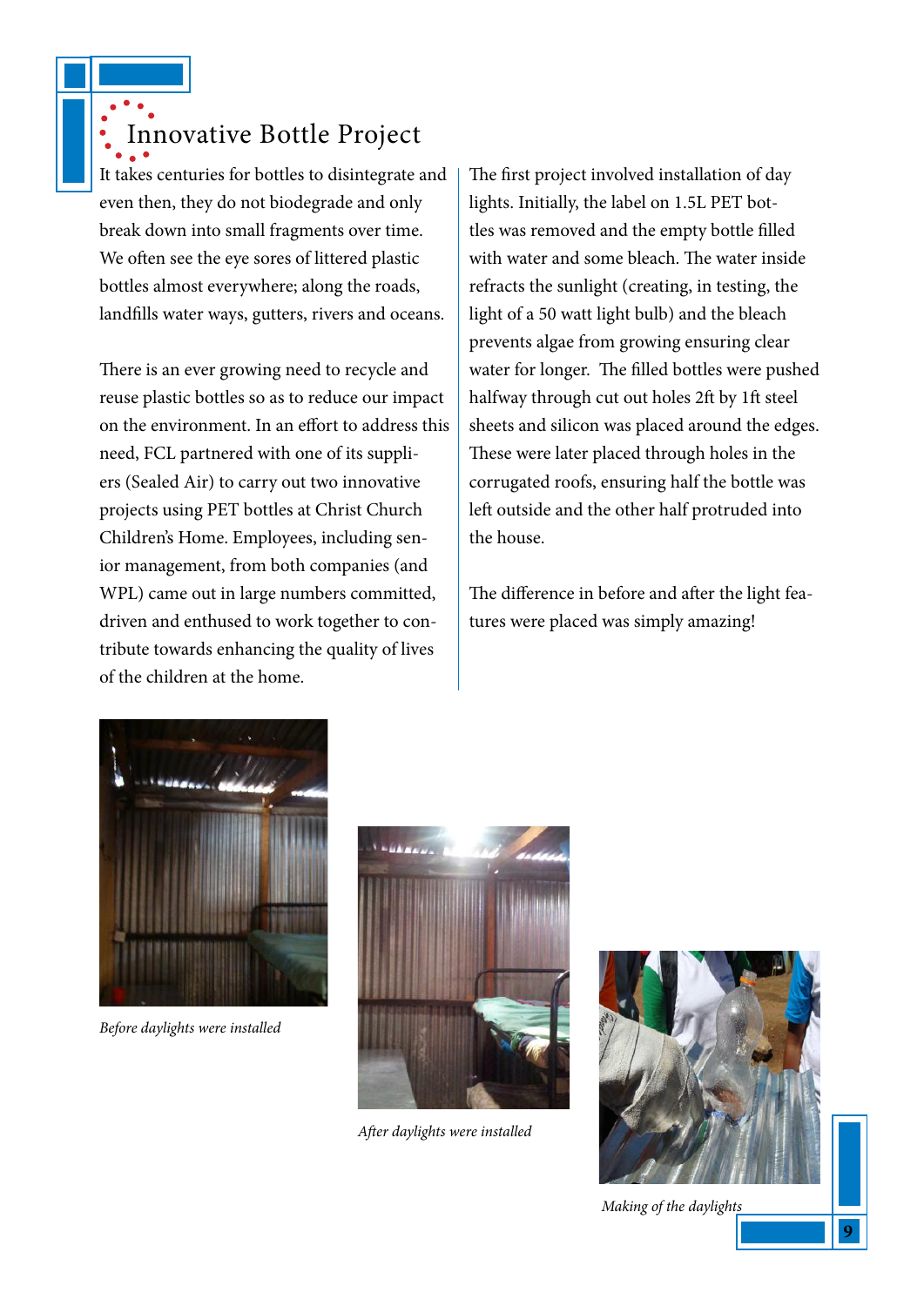# Innovative Bottle Project

It takes centuries for bottles to disintegrate and even then, they do not biodegrade and only break down into small fragments over time. We often see the eye sores of littered plastic bottles almost everywhere; along the roads, landfills water ways, gutters, rivers and oceans.

There is an ever growing need to recycle and reuse plastic bottles so as to reduce our impact on the environment. In an effort to address this need, FCL partnered with one of its suppliers (Sealed Air) to carry out two innovative projects using PET bottles at Christ Church Children's Home. Employees, including senior management, from both companies (and WPL) came out in large numbers committed, driven and enthused to work together to contribute towards enhancing the quality of lives of the children at the home.

The first project involved installation of day lights. Initially, the label on 1.5L PET bottles was removed and the empty bottle filled with water and some bleach. The water inside refracts the sunlight (creating, in testing, the light of a 50 watt light bulb) and the bleach prevents algae from growing ensuring clear water for longer. The filled bottles were pushed halfway through cut out holes 2ft by 1ft steel sheets and silicon was placed around the edges. These were later placed through holes in the corrugated roofs, ensuring half the bottle was left outside and the other half protruded into the house.

The difference in before and after the light features were placed was simply amazing!

*Before daylights were installed*

*After daylights were installed*

*Making of the daylights*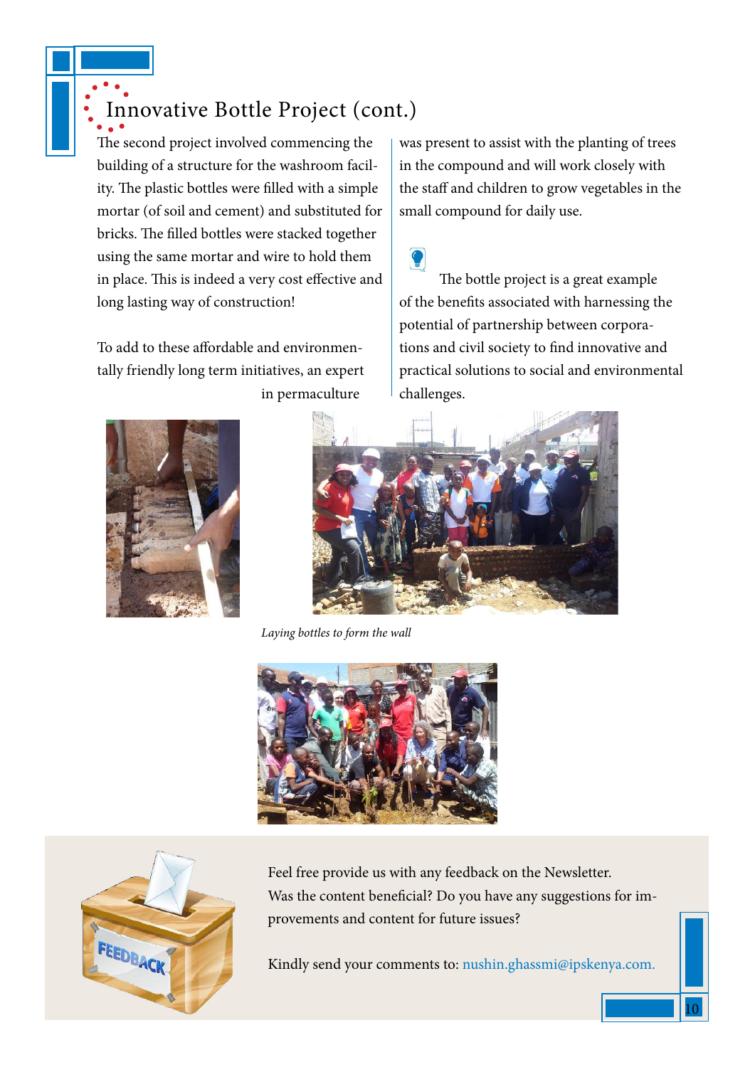# Innovative Bottle Project (cont.)

The second project involved commencing the building of a structure for the washroom facility. The plastic bottles were filled with a simple mortar (of soil and cement) and substituted for bricks. The filled bottles were stacked together using the same mortar and wire to hold them in place. This is indeed a very cost effective and long lasting way of construction!

To add to these affordable and environmentally friendly long term initiatives, an expert in permaculture was present to assist with the planting of trees in the compound and will work closely with the staff and children to grow vegetables in the small compound for daily use.

The bottle project is a great example of the benefits associated with harnessing the potential of partnership between corporations and civil society to find innovative and practical solutions to social and environmental challenges.

*Laying bottles to form the wall*

Feel free provide us with any feedback on the Newsletter.
Was the content beneficial? Do you have any suggestions for improvements and content for future issues?

Kindly send your comments to: nushin.ghassmi@ipskenya.com.